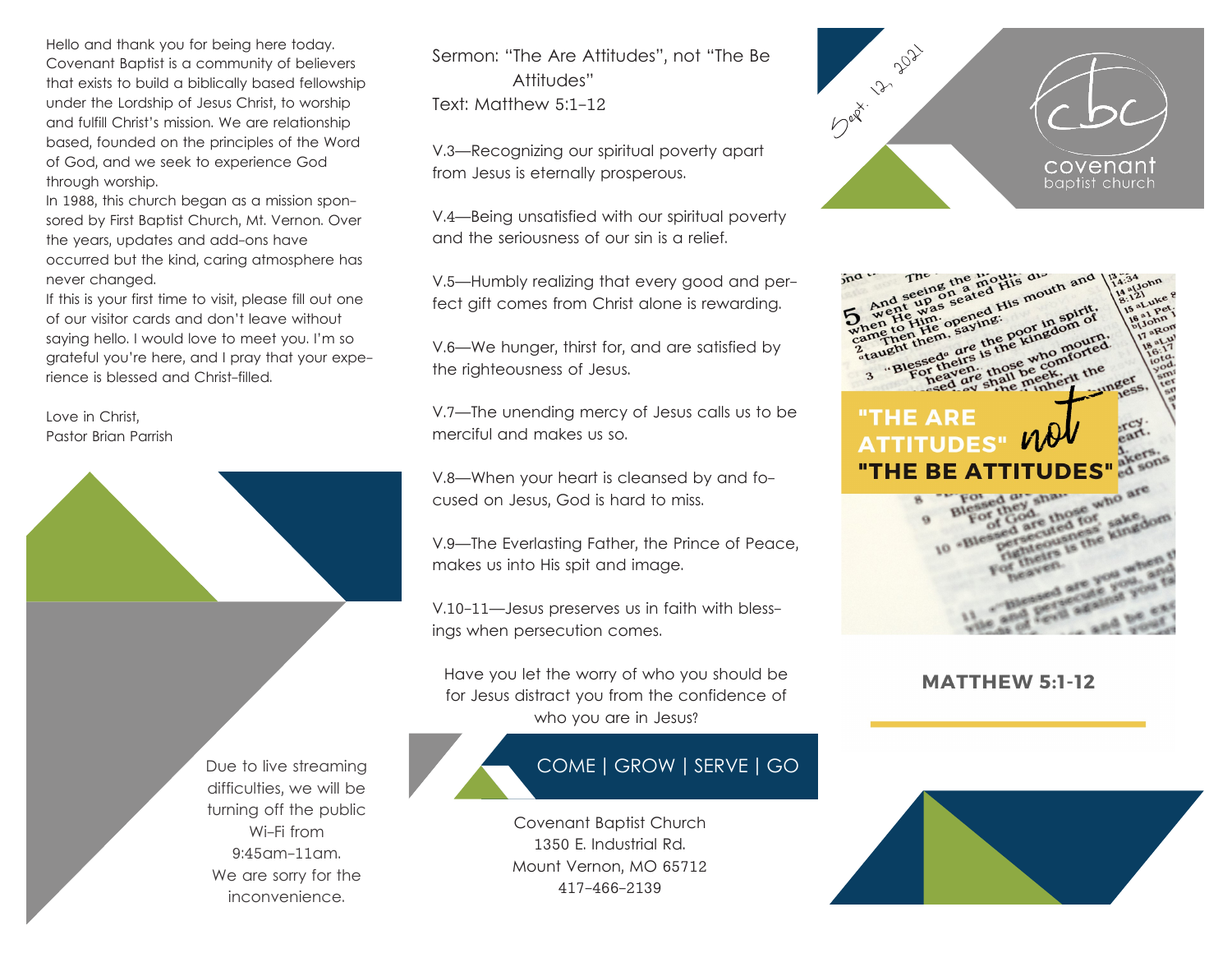Hello and thank you for being here today. Covenant Baptist is a community of believers that exists to build a biblically based fellowship under the Lordship of Jesus Christ, to worship and fulfill Christ's mission. We are relationship based, founded on the principles of the Word of God, and we seek to experience God through worship.

In 1988, this church began as a mission sponsored by First Baptist Church, Mt. Vernon. Over the years, updates and add-ons have occurred but the kind, caring atmosphere has never changed.

If this is your first time to visit, please fill out one of our visitor cards and don't leave without saying hello. I would love to meet you. I'm so grateful you're here, and I pray that your experience is blessed and Christ-filled.

Love in Christ,
Pastor Brian Parrish

Due to live streaming difficulties, we will be turning off the public Wi-Fi from 9:45am-11am. We are sorry for the inconvenience.

Sermon: "The Are Attitudes", not "The Be Attitudes"
Text: Matthew 5:1-12

V.3—Recognizing our spiritual poverty apart from Jesus is eternally prosperous.

V.4—Being unsatisfied with our spiritual poverty and the seriousness of our sin is a relief.

V.5—Humbly realizing that every good and perfect gift comes from Christ alone is rewarding.

V.6—We hunger, thirst for, and are satisfied by the righteousness of Jesus.

V.7—The unending mercy of Jesus calls us to be merciful and makes us so.

V.8—When your heart is cleansed by and focused on Jesus, God is hard to miss.

V.9—The Everlasting Father, the Prince of Peace, makes us into His spit and image.

V.10-11—Jesus preserves us in faith with blessings when persecution comes.

Have you let the worry of who you should be for Jesus distract you from the confidence of who you are in Jesus?

COME | GROW | SERVE | GO

Covenant Baptist Church
1350 E. Industrial Rd.
Mount Vernon, MO 65712
417-466-2139

Sept. 12, 2021

cbc
covenant
baptist church

"THE ARE ATTITUDES" *not* "THE BE ATTITUDES"

**MATTHEW 5:1-12**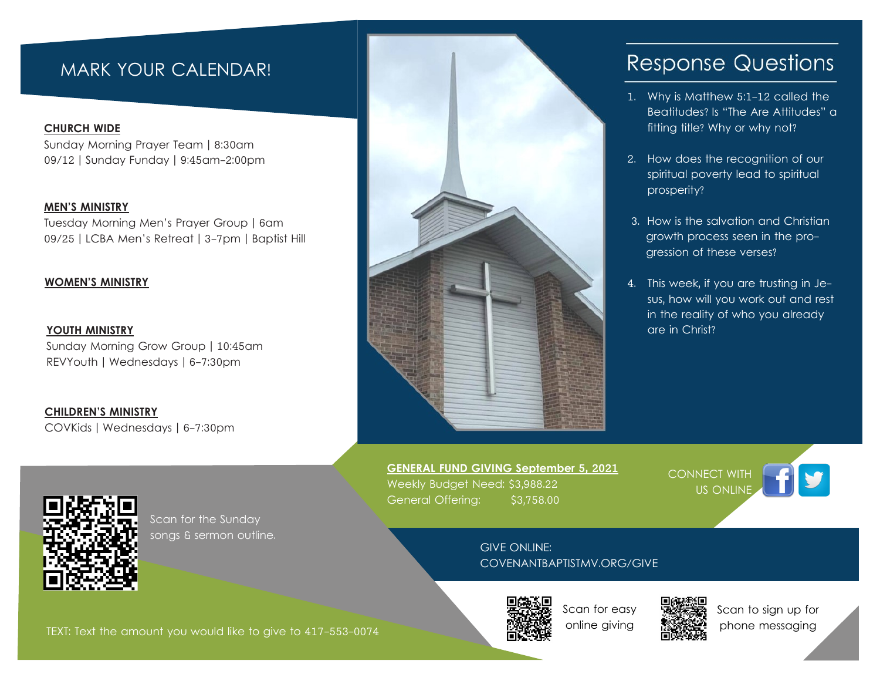# MARK YOUR CALENDAR!

**CHURCH WIDE**

Sunday Morning Prayer Team | 8:30am
09/12 | Sunday Funday | 9:45am–2:00pm

**MEN'S MINISTRY**

Tuesday Morning Men's Prayer Group | 6am
09/25 | LCBA Men's Retreat | 3–7pm | Baptist Hill

**WOMEN'S MINISTRY**

**YOUTH MINISTRY**

Sunday Morning Grow Group | 10:45am
REVYouth | Wednesdays | 6–7:30pm

**CHILDREN'S MINISTRY**

COVKids | Wednesdays | 6–7:30pm

# Response Questions

1. Why is Matthew 5:1–12 called the Beatitudes? Is "The Are Attitudes" a fitting title? Why or why not?
2. How does the recognition of our spiritual poverty lead to spiritual prosperity?
3. How is the salvation and Christian growth process seen in the progression of these verses?
4. This week, if you are trusting in Jesus, how will you work out and rest in the reality of who you already are in Christ?

Scan for the Sunday songs & sermon outline.

**GENERAL FUND GIVING September 5, 2021**

Weekly Budget Need: $3,988.22
General Offering: $3,758.00

CONNECT WITH US ONLINE

GIVE ONLINE:
COVENANTBAPTISTMV.ORG/GIVE

Scan for easy online giving

Scan to sign up for phone messaging

TEXT: Text the amount you would like to give to 417-553-0074